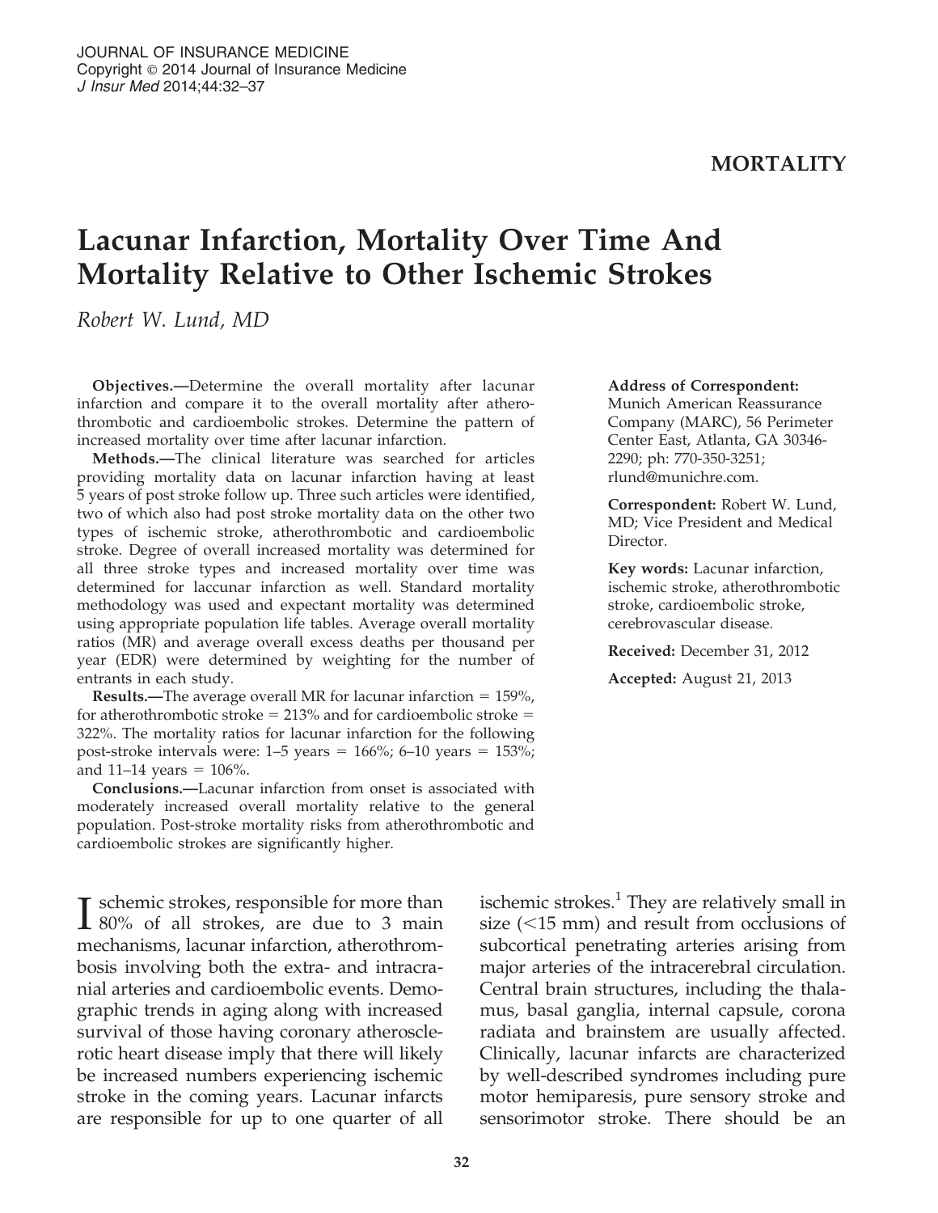JOURNAL OF INSURANCE MEDICINE
Copyright © 2014 Journal of Insurance Medicine
*J Insur Med* 2014;44:32–37

**MORTALITY**

# Lacunar Infarction, Mortality Over Time And Mortality Relative to Other Ischemic Strokes

*Robert W. Lund, MD*

**Objectives.—**Determine the overall mortality after lacunar infarction and compare it to the overall mortality after atherothrombotic and cardioembolic strokes. Determine the pattern of increased mortality over time after lacunar infarction.

**Methods.—**The clinical literature was searched for articles providing mortality data on lacunar infarction having at least 5 years of post stroke follow up. Three such articles were identified, two of which also had post stroke mortality data on the other two types of ischemic stroke, atherothrombotic and cardioembolic stroke. Degree of overall increased mortality was determined for all three stroke types and increased mortality over time was determined for laccunar infarction as well. Standard mortality methodology was used and expectant mortality was determined using appropriate population life tables. Average overall mortality ratios (MR) and average overall excess deaths per thousand per year (EDR) were determined by weighting for the number of entrants in each study.

**Results.—**The average overall MR for lacunar infarction = 159%, for atherothrombotic stroke = 213% and for cardioembolic stroke = 322%. The mortality ratios for lacunar infarction for the following post-stroke intervals were: 1–5 years = 166%; 6–10 years = 153%; and 11–14 years = 106%.

**Conclusions.—**Lacunar infarction from onset is associated with moderately increased overall mortality relative to the general population. Post-stroke mortality risks from atherothrombotic and cardioembolic strokes are significantly higher.

**Address of Correspondent:** Munich American Reassurance Company (MARC), 56 Perimeter Center East, Atlanta, GA 30346-2290; ph: 770-350-3251; rlund@munichre.com.

**Correspondent:** Robert W. Lund, MD; Vice President and Medical Director.

**Key words:** Lacunar infarction, ischemic stroke, atherothrombotic stroke, cardioembolic stroke, cerebrovascular disease.

**Received:** December 31, 2012

**Accepted:** August 21, 2013

Ischemic strokes, responsible for more than 80% of all strokes, are due to 3 main mechanisms, lacunar infarction, atherothrombosis involving both the extra- and intracranial arteries and cardioembolic events. Demographic trends in aging along with increased survival of those having coronary atherosclerotic heart disease imply that there will likely be increased numbers experiencing ischemic stroke in the coming years. Lacunar infarcts are responsible for up to one quarter of all ischemic strokes.[1] They are relatively small in size (<15 mm) and result from occlusions of subcortical penetrating arteries arising from major arteries of the intracerebral circulation. Central brain structures, including the thalamus, basal ganglia, internal capsule, corona radiata and brainstem are usually affected. Clinically, lacunar infarcts are characterized by well-described syndromes including pure motor hemiparesis, pure sensory stroke and sensorimotor stroke. There should be an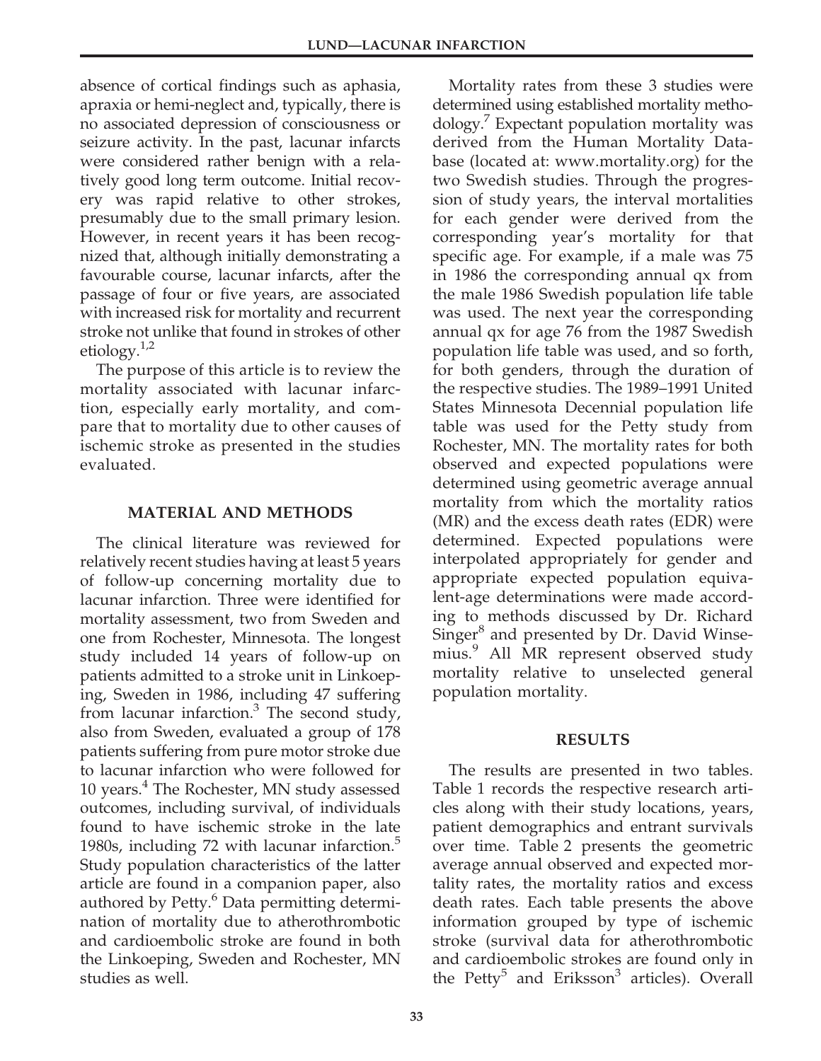absence of cortical findings such as aphasia, apraxia or hemi-neglect and, typically, there is no associated depression of consciousness or seizure activity. In the past, lacunar infarcts were considered rather benign with a relatively good long term outcome. Initial recovery was rapid relative to other strokes, presumably due to the small primary lesion. However, in recent years it has been recognized that, although initially demonstrating a favourable course, lacunar infarcts, after the passage of four or five years, are associated with increased risk for mortality and recurrent stroke not unlike that found in strokes of other etiology.[1,2]

The purpose of this article is to review the mortality associated with lacunar infarction, especially early mortality, and compare that to mortality due to other causes of ischemic stroke as presented in the studies evaluated.

## MATERIAL AND METHODS

The clinical literature was reviewed for relatively recent studies having at least 5 years of follow-up concerning mortality due to lacunar infarction. Three were identified for mortality assessment, two from Sweden and one from Rochester, Minnesota. The longest study included 14 years of follow-up on patients admitted to a stroke unit in Linkoeping, Sweden in 1986, including 47 suffering from lacunar infarction.[3] The second study, also from Sweden, evaluated a group of 178 patients suffering from pure motor stroke due to lacunar infarction who were followed for 10 years.[4] The Rochester, MN study assessed outcomes, including survival, of individuals found to have ischemic stroke in the late 1980s, including 72 with lacunar infarction.[5] Study population characteristics of the latter article are found in a companion paper, also authored by Petty.[6] Data permitting determination of mortality due to atherothrombotic and cardioembolic stroke are found in both the Linkoeping, Sweden and Rochester, MN studies as well.

Mortality rates from these 3 studies were determined using established mortality methodology.[7] Expectant population mortality was derived from the Human Mortality Database (located at: www.mortality.org) for the two Swedish studies. Through the progression of study years, the interval mortalities for each gender were derived from the corresponding year's mortality for that specific age. For example, if a male was 75 in 1986 the corresponding annual qx from the male 1986 Swedish population life table was used. The next year the corresponding annual qx for age 76 from the 1987 Swedish population life table was used, and so forth, for both genders, through the duration of the respective studies. The 1989–1991 United States Minnesota Decennial population life table was used for the Petty study from Rochester, MN. The mortality rates for both observed and expected populations were determined using geometric average annual mortality from which the mortality ratios (MR) and the excess death rates (EDR) were determined. Expected populations were interpolated appropriately for gender and appropriate expected population equivalent-age determinations were made according to methods discussed by Dr. Richard Singer[8] and presented by Dr. David Winsemius.[9] All MR represent observed study mortality relative to unselected general population mortality.

## RESULTS

The results are presented in two tables. Table 1 records the respective research articles along with their study locations, years, patient demographics and entrant survivals over time. Table 2 presents the geometric average annual observed and expected mortality rates, the mortality ratios and excess death rates. Each table presents the above information grouped by type of ischemic stroke (survival data for atherothrombotic and cardioembolic strokes are found only in the Petty[5] and Eriksson[3] articles). Overall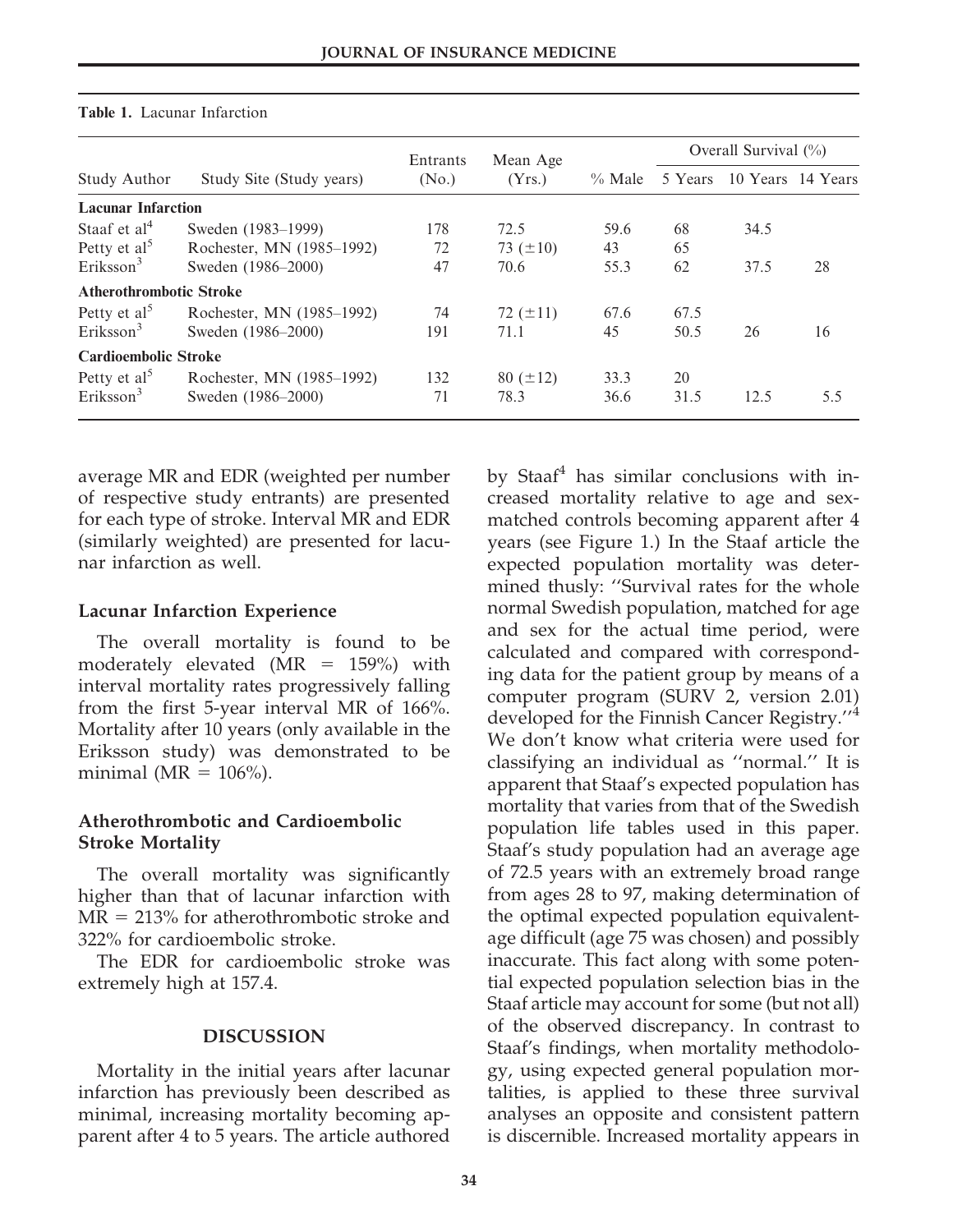**Table 1.** Lacunar Infarction

| Study Author | Study Site (Study years) | Entrants (No.) | Mean Age (Yrs.) | % Male | Overall Survival (%) | | |
|---|---|---|---|---|---|---|---|
| | | | | | 5 Years | 10 Years | 14 Years |
| **Lacunar Infarction** | | | | | | | |
| Staaf et al[4] | Sweden (1983–1999) | 178 | 72.5 | 59.6 | 68 | 34.5 | |
| Petty et al[5] | Rochester, MN (1985–1992) | 72 | 73 (±10) | 43 | 65 | | |
| Eriksson[3] | Sweden (1986–2000) | 47 | 70.6 | 55.3 | 62 | 37.5 | 28 |
| **Atherothrombotic Stroke** | | | | | | | |
| Petty et al[5] | Rochester, MN (1985–1992) | 74 | 72 (±11) | 67.6 | 67.5 | | |
| Eriksson[3] | Sweden (1986–2000) | 191 | 71.1 | 45 | 50.5 | 26 | 16 |
| **Cardioembolic Stroke** | | | | | | | |
| Petty et al[5] | Rochester, MN (1985–1992) | 132 | 80 (±12) | 33.3 | 20 | | |
| Eriksson[3] | Sweden (1986–2000) | 71 | 78.3 | 36.6 | 31.5 | 12.5 | 5.5 |

average MR and EDR (weighted per number of respective study entrants) are presented for each type of stroke. Interval MR and EDR (similarly weighted) are presented for lacunar infarction as well.

### Lacunar Infarction Experience

The overall mortality is found to be moderately elevated (MR = 159%) with interval mortality rates progressively falling from the first 5-year interval MR of 166%. Mortality after 10 years (only available in the Eriksson study) was demonstrated to be minimal (MR = 106%).

### Atherothrombotic and Cardioembolic Stroke Mortality

The overall mortality was significantly higher than that of lacunar infarction with MR = 213% for atherothrombotic stroke and 322% for cardioembolic stroke.

The EDR for cardioembolic stroke was extremely high at 157.4.

## DISCUSSION

Mortality in the initial years after lacunar infarction has previously been described as minimal, increasing mortality becoming apparent after 4 to 5 years. The article authored by Staaf[4] has similar conclusions with increased mortality relative to age and sex-matched controls becoming apparent after 4 years (see Figure 1.) In the Staaf article the expected population mortality was determined thusly: ''Survival rates for the whole normal Swedish population, matched for age and sex for the actual time period, were calculated and compared with corresponding data for the patient group by means of a computer program (SURV 2, version 2.01) developed for the Finnish Cancer Registry.''[4] We don't know what criteria were used for classifying an individual as ''normal.'' It is apparent that Staaf's expected population has mortality that varies from that of the Swedish population life tables used in this paper. Staaf's study population had an average age of 72.5 years with an extremely broad range from ages 28 to 97, making determination of the optimal expected population equivalent-age difficult (age 75 was chosen) and possibly inaccurate. This fact along with some potential expected population selection bias in the Staaf article may account for some (but not all) of the observed discrepancy. In contrast to Staaf's findings, when mortality methodology, using expected general population mortalities, is applied to these three survival analyses an opposite and consistent pattern is discernible. Increased mortality appears in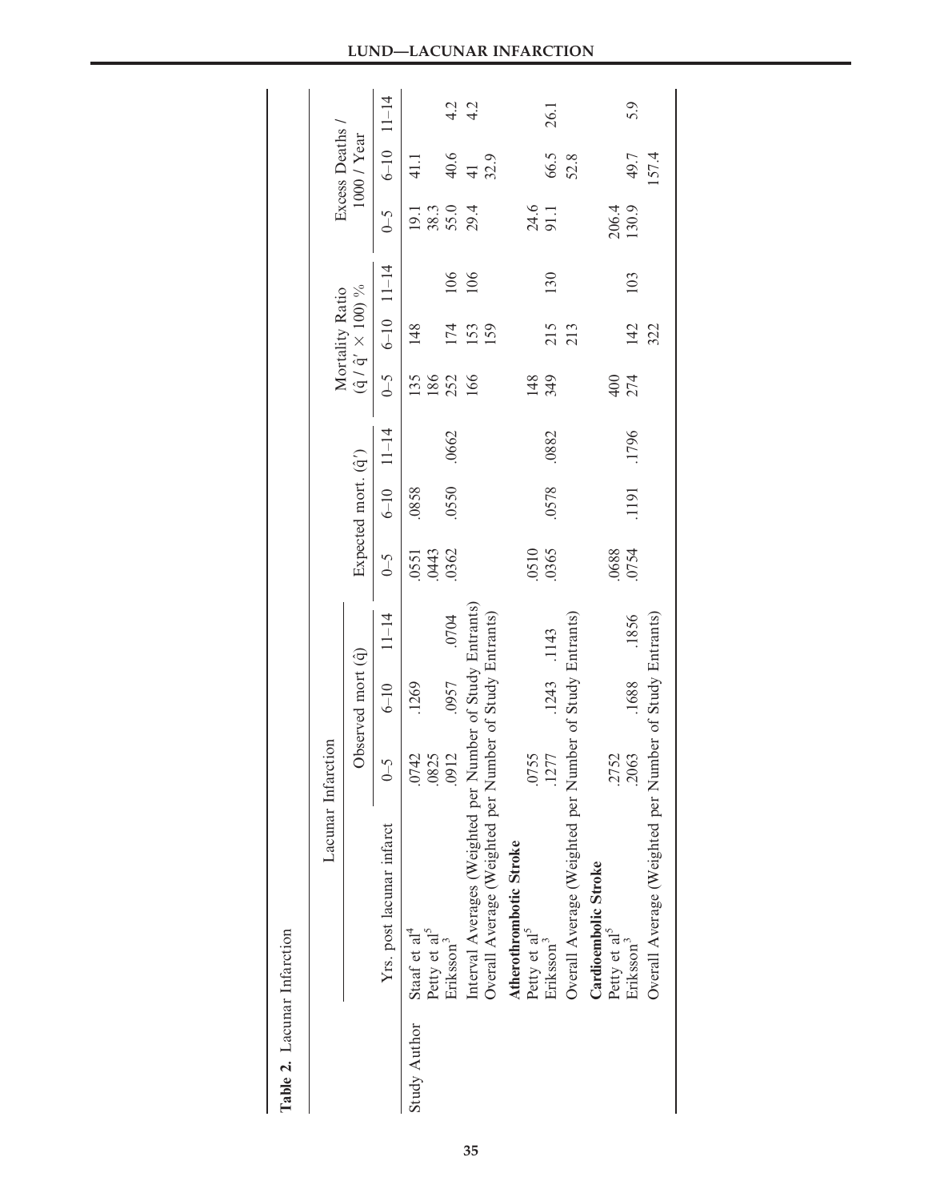**Table 2.** Lacunar Infarction

| Lacunar Infarction | | Observed mort (q̂) | | | Expected mort. (q̂′) | | | Mortality Ratio (q̂ / q̂′ × 100) % | | | Excess Deaths / 1000 / Year | | |
|---|---|---|---|---|---|---|---|---|---|---|---|---|---|
| | Yrs. post lacunar infarct | 0–5 | 6–10 | 11–14 | 0–5 | 6–10 | 11–14 | 0–5 | 6–10 | 11–14 | 0–5 | 6–10 | 11–14 |
| Study Author | Staaf et al[4] | .0742 | .1269 | | .0551 | .0858 | | 135 | 148 | | 19.1 | 41.1 | |
| | Petty et al[5] | .0825 | | | .0443 | | | 186 | | | 38.3 | | |
| | Eriksson[3] | .0912 | .0957 | .0704 | .0362 | .0550 | .0662 | 252 | 174 | 106 | 55.0 | 40.6 | 4.2 |
| | Interval Averages (Weighted per Number of Study Entrants) | | | | | | | 166 | 153 | 106 | 29.4 | 41 | 4.2 |
| | Overall Average (Weighted per Number of Study Entrants) | | | | | | | | 159 | | | 32.9 | |
| | **Atherothrombotic Stroke** | | | | | | | | | | | | |
| | Petty et al[5] | .0755 | | | .0510 | | | 148 | | | 24.6 | | |
| | Eriksson[3] | .1277 | .1243 | .1143 | .0365 | .0578 | .0882 | 349 | 215 | 130 | 91.1 | 66.5 | 26.1 |
| | Overall Average (Weighted per Number of Study Entrants) | | | | | | | | 213 | | | 52.8 | |
| | **Cardioembolic Stroke** | | | | | | | | | | | | |
| | Petty et al[5] | .2752 | | | .0688 | | | 400 | | | 206.4 | | |
| | Eriksson[3] | .2063 | .1688 | .1856 | .0754 | .1191 | .1796 | 274 | 142 | 103 | 130.9 | 49.7 | 5.9 |
| | Overall Average (Weighted per Number of Study Entrants) | | | | | | | | 322 | | | 157.4 | |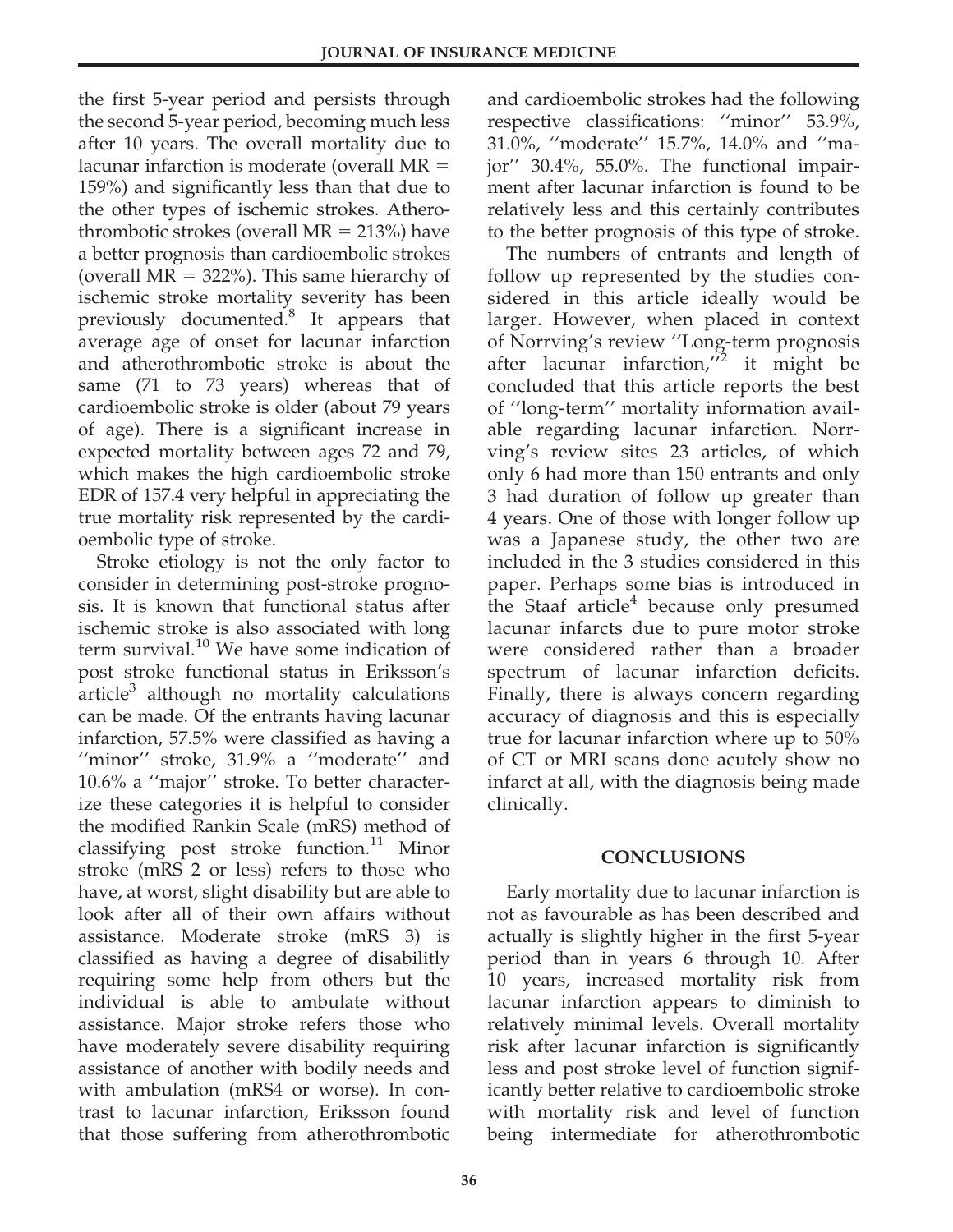the first 5-year period and persists through the second 5-year period, becoming much less after 10 years. The overall mortality due to lacunar infarction is moderate (overall MR = 159%) and significantly less than that due to the other types of ischemic strokes. Atherothrombotic strokes (overall MR = 213%) have a better prognosis than cardioembolic strokes (overall MR = 322%). This same hierarchy of ischemic stroke mortality severity has been previously documented.[8] It appears that average age of onset for lacunar infarction and atherothrombotic stroke is about the same (71 to 73 years) whereas that of cardioembolic stroke is older (about 79 years of age). There is a significant increase in expected mortality between ages 72 and 79, which makes the high cardioembolic stroke EDR of 157.4 very helpful in appreciating the true mortality risk represented by the cardioembolic type of stroke.

Stroke etiology is not the only factor to consider in determining post-stroke prognosis. It is known that functional status after ischemic stroke is also associated with long term survival.[10] We have some indication of post stroke functional status in Eriksson's article[3] although no mortality calculations can be made. Of the entrants having lacunar infarction, 57.5% were classified as having a ''minor'' stroke, 31.9% a ''moderate'' and 10.6% a ''major'' stroke. To better characterize these categories it is helpful to consider the modified Rankin Scale (mRS) method of classifying post stroke function.[11] Minor stroke (mRS 2 or less) refers to those who have, at worst, slight disability but are able to look after all of their own affairs without assistance. Moderate stroke (mRS 3) is classified as having a degree of disabilitly requiring some help from others but the individual is able to ambulate without assistance. Major stroke refers those who have moderately severe disability requiring assistance of another with bodily needs and with ambulation (mRS4 or worse). In contrast to lacunar infarction, Eriksson found that those suffering from atherothrombotic and cardioembolic strokes had the following respective classifications: ''minor'' 53.9%, 31.0%, ''moderate'' 15.7%, 14.0% and ''major'' 30.4%, 55.0%. The functional impairment after lacunar infarction is found to be relatively less and this certainly contributes to the better prognosis of this type of stroke.

The numbers of entrants and length of follow up represented by the studies considered in this article ideally would be larger. However, when placed in context of Norrving's review ''Long-term prognosis after lacunar infarction,''[2] it might be concluded that this article reports the best of ''long-term'' mortality information available regarding lacunar infarction. Norrving's review sites 23 articles, of which only 6 had more than 150 entrants and only 3 had duration of follow up greater than 4 years. One of those with longer follow up was a Japanese study, the other two are included in the 3 studies considered in this paper. Perhaps some bias is introduced in the Staaf article[4] because only presumed lacunar infarcts due to pure motor stroke were considered rather than a broader spectrum of lacunar infarction deficits. Finally, there is always concern regarding accuracy of diagnosis and this is especially true for lacunar infarction where up to 50% of CT or MRI scans done acutely show no infarct at all, with the diagnosis being made clinically.

## CONCLUSIONS

Early mortality due to lacunar infarction is not as favourable as has been described and actually is slightly higher in the first 5-year period than in years 6 through 10. After 10 years, increased mortality risk from lacunar infarction appears to diminish to relatively minimal levels. Overall mortality risk after lacunar infarction is significantly less and post stroke level of function significantly better relative to cardioembolic stroke with mortality risk and level of function being intermediate for atherothrombotic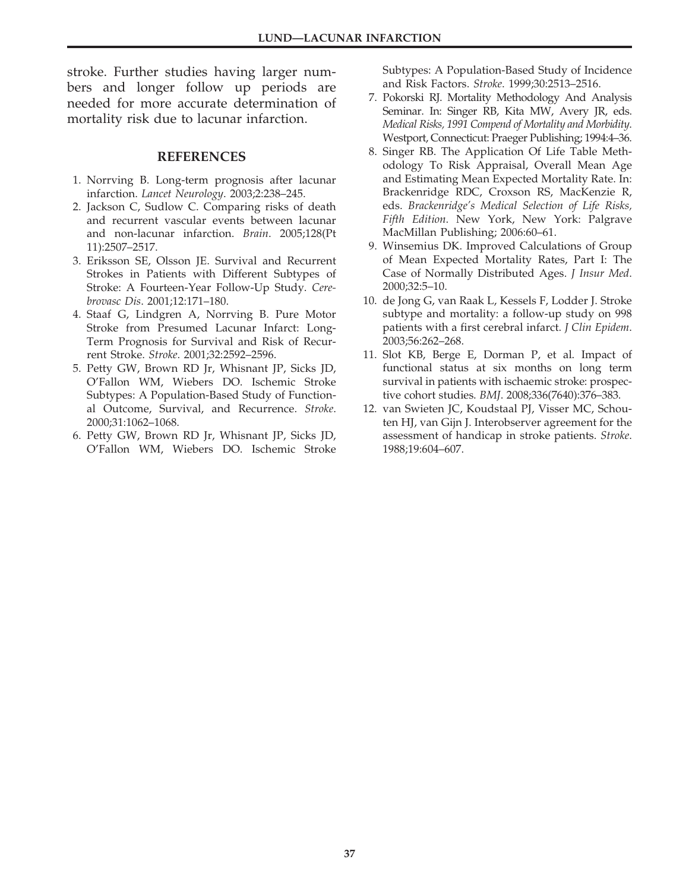stroke. Further studies having larger numbers and longer follow up periods are needed for more accurate determination of mortality risk due to lacunar infarction.

## REFERENCES

1. Norrving B. Long-term prognosis after lacunar infarction. *Lancet Neurology*. 2003;2:238–245.
2. Jackson C, Sudlow C. Comparing risks of death and recurrent vascular events between lacunar and non-lacunar infarction. *Brain*. 2005;128(Pt 11):2507–2517.
3. Eriksson SE, Olsson JE. Survival and Recurrent Strokes in Patients with Different Subtypes of Stroke: A Fourteen-Year Follow-Up Study. *Cerebrovasc Dis*. 2001;12:171–180.
4. Staaf G, Lindgren A, Norrving B. Pure Motor Stroke from Presumed Lacunar Infarct: Long-Term Prognosis for Survival and Risk of Recurrent Stroke. *Stroke*. 2001;32:2592–2596.
5. Petty GW, Brown RD Jr, Whisnant JP, Sicks JD, O'Fallon WM, Wiebers DO. Ischemic Stroke Subtypes: A Population-Based Study of Functional Outcome, Survival, and Recurrence. *Stroke*. 2000;31:1062–1068.
6. Petty GW, Brown RD Jr, Whisnant JP, Sicks JD, O'Fallon WM, Wiebers DO. Ischemic Stroke Subtypes: A Population-Based Study of Incidence and Risk Factors. *Stroke*. 1999;30:2513–2516.
7. Pokorski RJ. Mortality Methodology And Analysis Seminar. In: Singer RB, Kita MW, Avery JR, eds. *Medical Risks, 1991 Compend of Mortality and Morbidity*. Westport, Connecticut: Praeger Publishing; 1994:4–36.
8. Singer RB. The Application Of Life Table Methodology To Risk Appraisal, Overall Mean Age and Estimating Mean Expected Mortality Rate. In: Brackenridge RDC, Croxson RS, MacKenzie R, eds. *Brackenridge's Medical Selection of Life Risks, Fifth Edition*. New York, New York: Palgrave MacMillan Publishing; 2006:60–61.
9. Winsemius DK. Improved Calculations of Group of Mean Expected Mortality Rates, Part I: The Case of Normally Distributed Ages. *J Insur Med*. 2000;32:5–10.
10. de Jong G, van Raak L, Kessels F, Lodder J. Stroke subtype and mortality: a follow-up study on 998 patients with a first cerebral infarct. *J Clin Epidem*. 2003;56:262–268.
11. Slot KB, Berge E, Dorman P, et al. Impact of functional status at six months on long term survival in patients with ischaemic stroke: prospective cohort studies. *BMJ*. 2008;336(7640):376–383.
12. van Swieten JC, Koudstaal PJ, Visser MC, Schouten HJ, van Gijn J. Interobserver agreement for the assessment of handicap in stroke patients. *Stroke*. 1988;19:604–607.